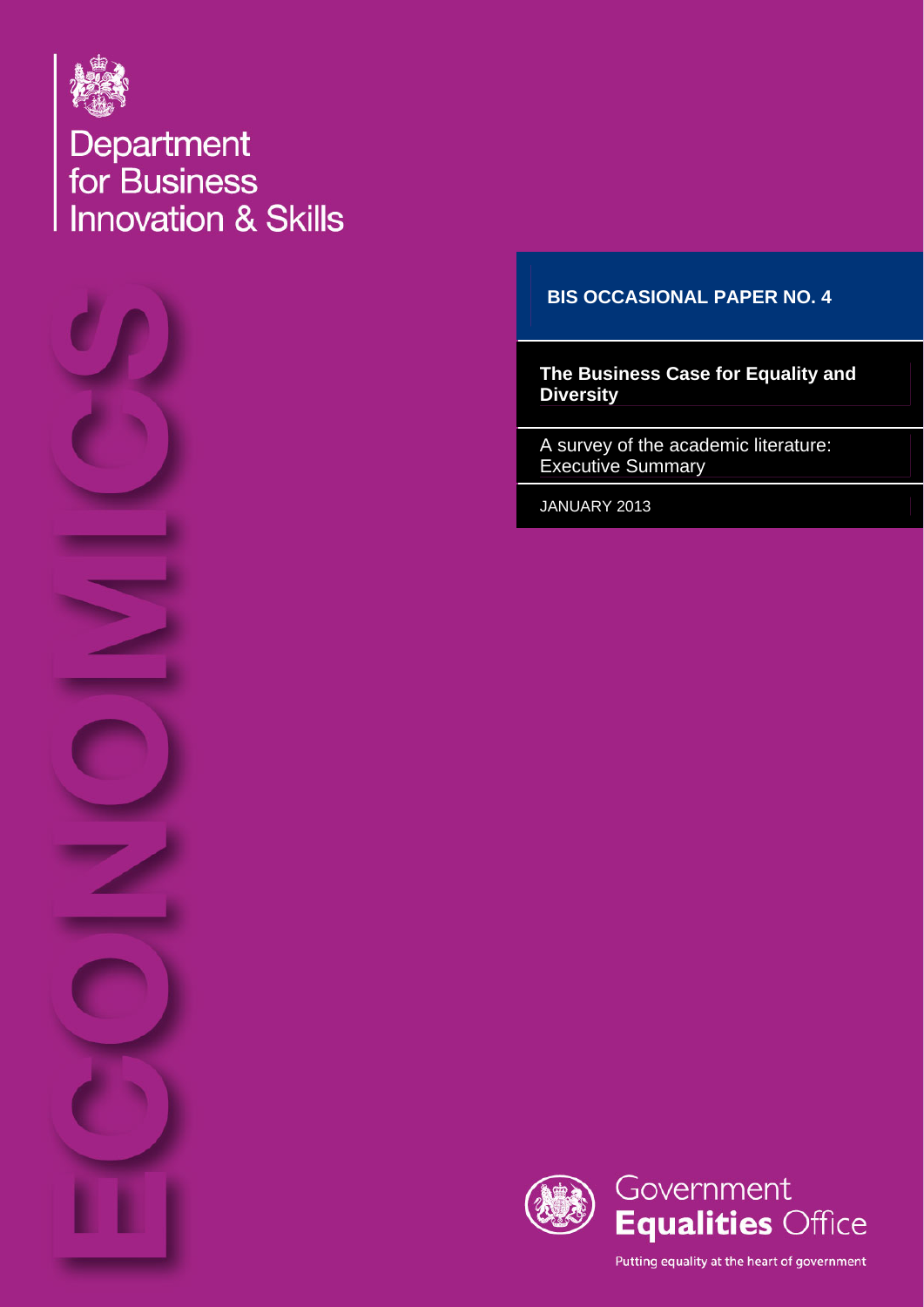Department for Business Innovation & Skills

ECONOMICS

**BIS OCCASIONAL PAPER NO. 4**

# The Business Case for Equality and Diversity

A survey of the academic literature: Executive Summary

JANUARY 2013

Government Equalities Office

Putting equality at the heart of government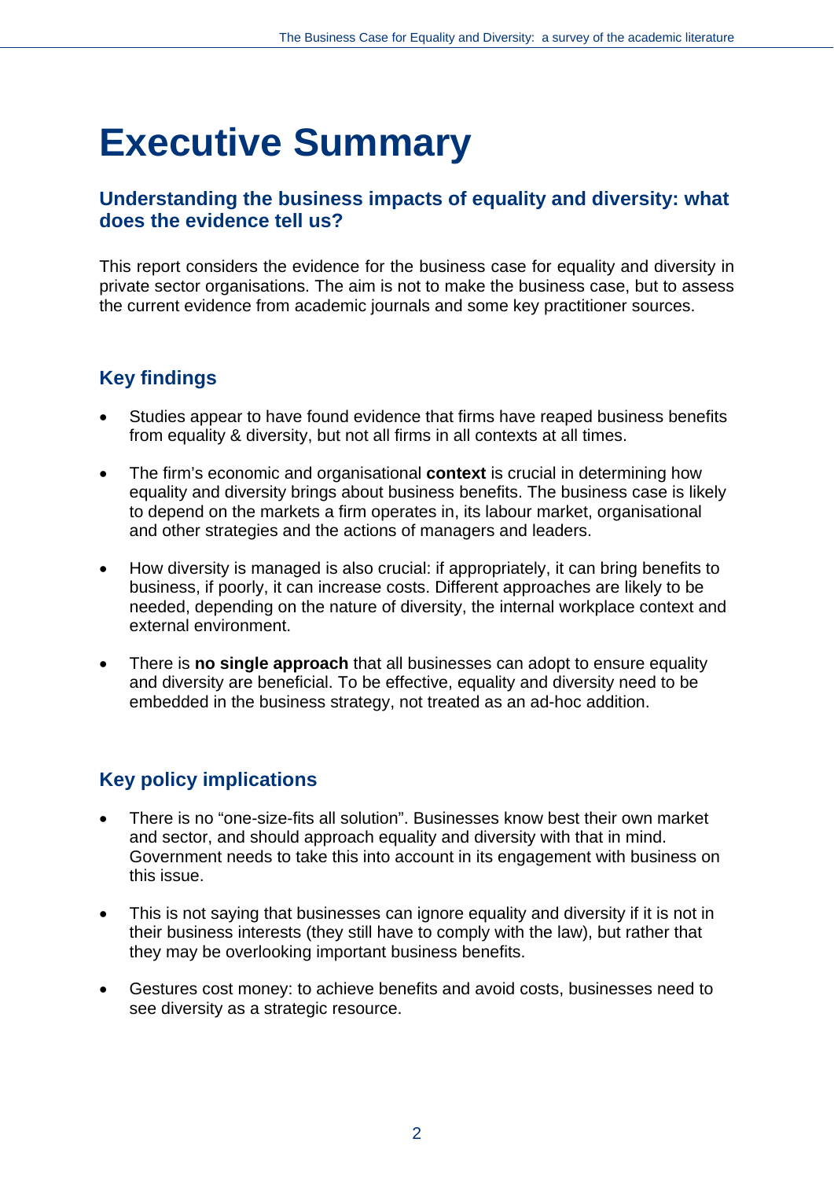# Executive Summary

## Understanding the business impacts of equality and diversity: what does the evidence tell us?

This report considers the evidence for the business case for equality and diversity in private sector organisations. The aim is not to make the business case, but to assess the current evidence from academic journals and some key practitioner sources.

## Key findings

- Studies appear to have found evidence that firms have reaped business benefits from equality & diversity, but not all firms in all contexts at all times.
- The firm's economic and organisational **context** is crucial in determining how equality and diversity brings about business benefits. The business case is likely to depend on the markets a firm operates in, its labour market, organisational and other strategies and the actions of managers and leaders.
- How diversity is managed is also crucial: if appropriately, it can bring benefits to business, if poorly, it can increase costs. Different approaches are likely to be needed, depending on the nature of diversity, the internal workplace context and external environment.
- There is **no single approach** that all businesses can adopt to ensure equality and diversity are beneficial. To be effective, equality and diversity need to be embedded in the business strategy, not treated as an ad-hoc addition.

## Key policy implications

- There is no "one-size-fits all solution". Businesses know best their own market and sector, and should approach equality and diversity with that in mind. Government needs to take this into account in its engagement with business on this issue.
- This is not saying that businesses can ignore equality and diversity if it is not in their business interests (they still have to comply with the law), but rather that they may be overlooking important business benefits.
- Gestures cost money: to achieve benefits and avoid costs, businesses need to see diversity as a strategic resource.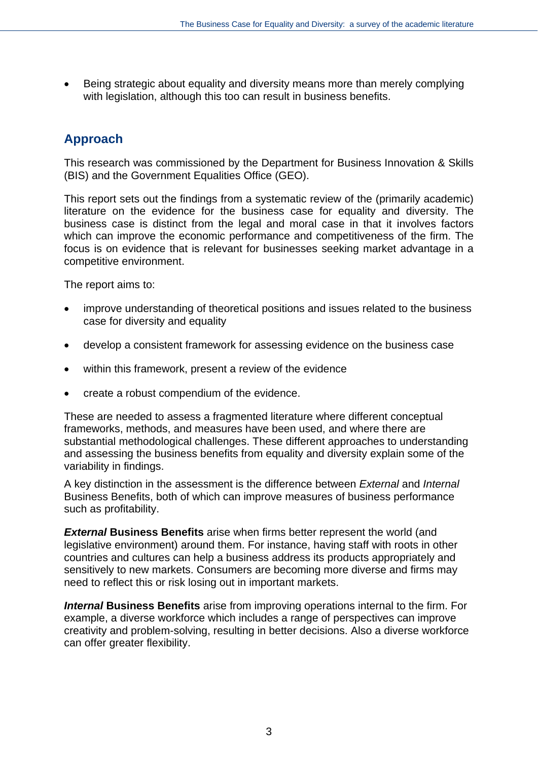- Being strategic about equality and diversity means more than merely complying with legislation, although this too can result in business benefits.

## Approach

This research was commissioned by the Department for Business Innovation & Skills (BIS) and the Government Equalities Office (GEO).

This report sets out the findings from a systematic review of the (primarily academic) literature on the evidence for the business case for equality and diversity. The business case is distinct from the legal and moral case in that it involves factors which can improve the economic performance and competitiveness of the firm. The focus is on evidence that is relevant for businesses seeking market advantage in a competitive environment.

The report aims to:

- improve understanding of theoretical positions and issues related to the business case for diversity and equality
- develop a consistent framework for assessing evidence on the business case
- within this framework, present a review of the evidence
- create a robust compendium of the evidence.

These are needed to assess a fragmented literature where different conceptual frameworks, methods, and measures have been used, and where there are substantial methodological challenges. These different approaches to understanding and assessing the business benefits from equality and diversity explain some of the variability in findings.

A key distinction in the assessment is the difference between *External* and *Internal* Business Benefits, both of which can improve measures of business performance such as profitability.

***External*** **Business Benefits** arise when firms better represent the world (and legislative environment) around them. For instance, having staff with roots in other countries and cultures can help a business address its products appropriately and sensitively to new markets. Consumers are becoming more diverse and firms may need to reflect this or risk losing out in important markets.

***Internal*** **Business Benefits** arise from improving operations internal to the firm. For example, a diverse workforce which includes a range of perspectives can improve creativity and problem-solving, resulting in better decisions. Also a diverse workforce can offer greater flexibility.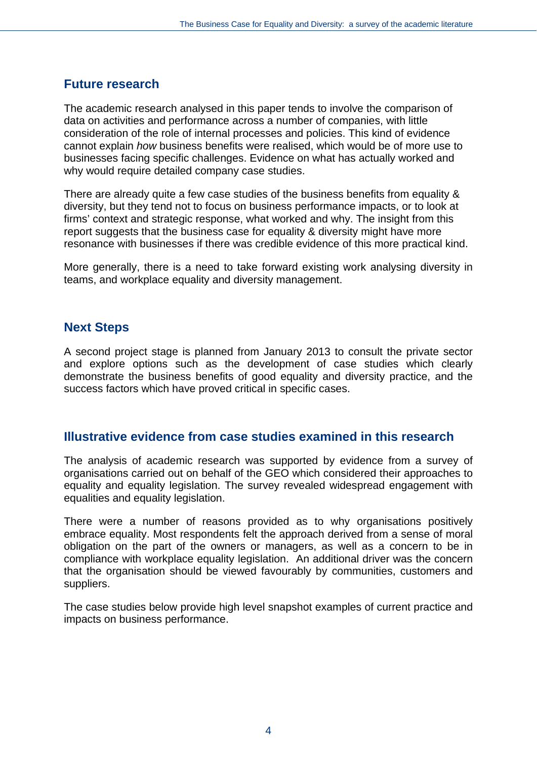## Future research

The academic research analysed in this paper tends to involve the comparison of data on activities and performance across a number of companies, with little consideration of the role of internal processes and policies. This kind of evidence cannot explain *how* business benefits were realised, which would be of more use to businesses facing specific challenges. Evidence on what has actually worked and why would require detailed company case studies.

There are already quite a few case studies of the business benefits from equality & diversity, but they tend not to focus on business performance impacts, or to look at firms' context and strategic response, what worked and why. The insight from this report suggests that the business case for equality & diversity might have more resonance with businesses if there was credible evidence of this more practical kind.

More generally, there is a need to take forward existing work analysing diversity in teams, and workplace equality and diversity management.

## Next Steps

A second project stage is planned from January 2013 to consult the private sector and explore options such as the development of case studies which clearly demonstrate the business benefits of good equality and diversity practice, and the success factors which have proved critical in specific cases.

## Illustrative evidence from case studies examined in this research

The analysis of academic research was supported by evidence from a survey of organisations carried out on behalf of the GEO which considered their approaches to equality and equality legislation. The survey revealed widespread engagement with equalities and equality legislation.

There were a number of reasons provided as to why organisations positively embrace equality. Most respondents felt the approach derived from a sense of moral obligation on the part of the owners or managers, as well as a concern to be in compliance with workplace equality legislation. An additional driver was the concern that the organisation should be viewed favourably by communities, customers and suppliers.

The case studies below provide high level snapshot examples of current practice and impacts on business performance.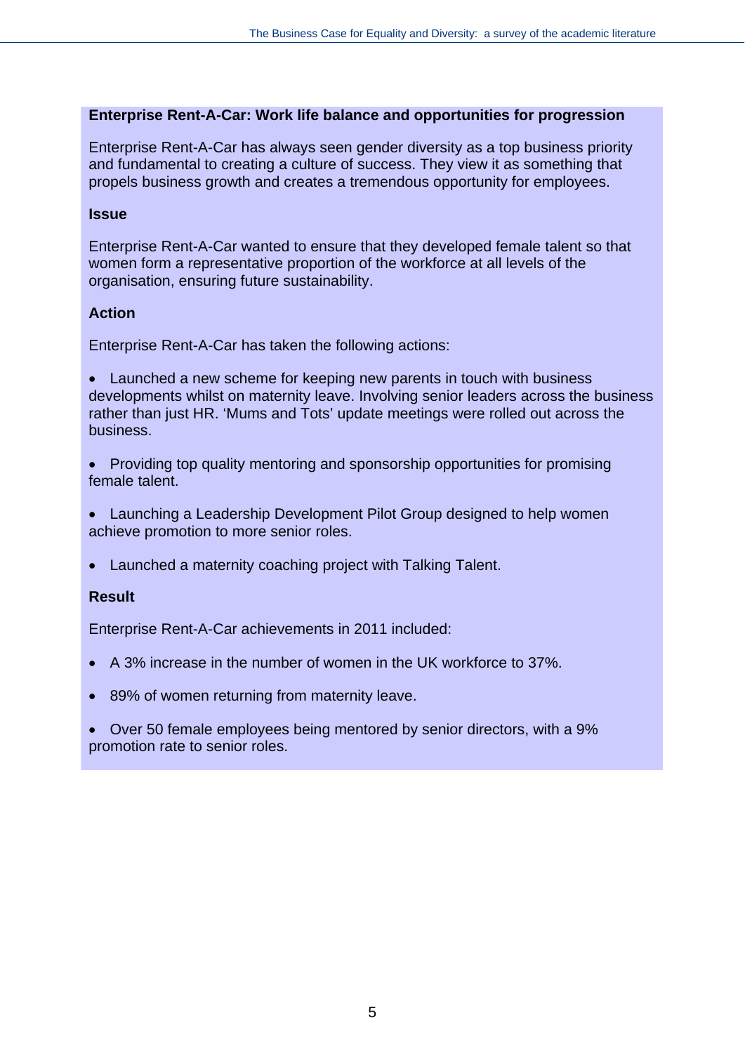**Enterprise Rent-A-Car: Work life balance and opportunities for progression**

Enterprise Rent-A-Car has always seen gender diversity as a top business priority and fundamental to creating a culture of success. They view it as something that propels business growth and creates a tremendous opportunity for employees.

**Issue**

Enterprise Rent-A-Car wanted to ensure that they developed female talent so that women form a representative proportion of the workforce at all levels of the organisation, ensuring future sustainability.

**Action**

Enterprise Rent-A-Car has taken the following actions:

- Launched a new scheme for keeping new parents in touch with business developments whilst on maternity leave. Involving senior leaders across the business rather than just HR. 'Mums and Tots' update meetings were rolled out across the business.
- Providing top quality mentoring and sponsorship opportunities for promising female talent.
- Launching a Leadership Development Pilot Group designed to help women achieve promotion to more senior roles.
- Launched a maternity coaching project with Talking Talent.

**Result**

Enterprise Rent-A-Car achievements in 2011 included:

- A 3% increase in the number of women in the UK workforce to 37%.
- 89% of women returning from maternity leave.
- Over 50 female employees being mentored by senior directors, with a 9% promotion rate to senior roles.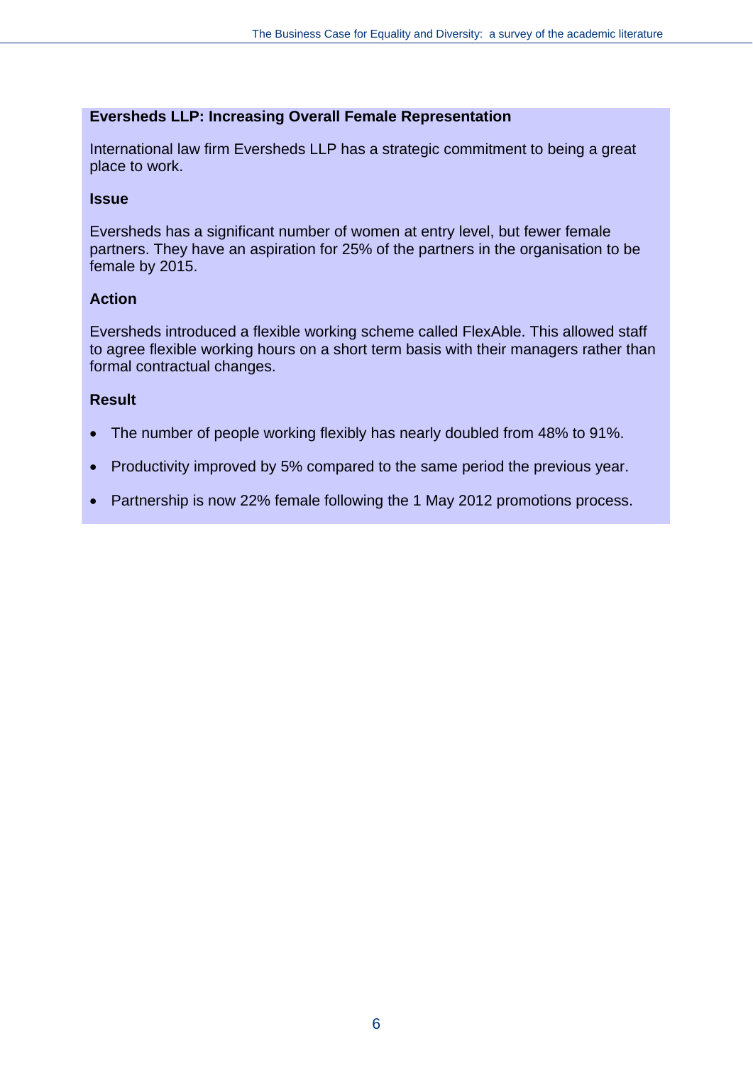**Eversheds LLP: Increasing Overall Female Representation**

International law firm Eversheds LLP has a strategic commitment to being a great place to work.

**Issue**

Eversheds has a significant number of women at entry level, but fewer female partners. They have an aspiration for 25% of the partners in the organisation to be female by 2015.

**Action**

Eversheds introduced a flexible working scheme called FlexAble. This allowed staff to agree flexible working hours on a short term basis with their managers rather than formal contractual changes.

**Result**

- The number of people working flexibly has nearly doubled from 48% to 91%.
- Productivity improved by 5% compared to the same period the previous year.
- Partnership is now 22% female following the 1 May 2012 promotions process.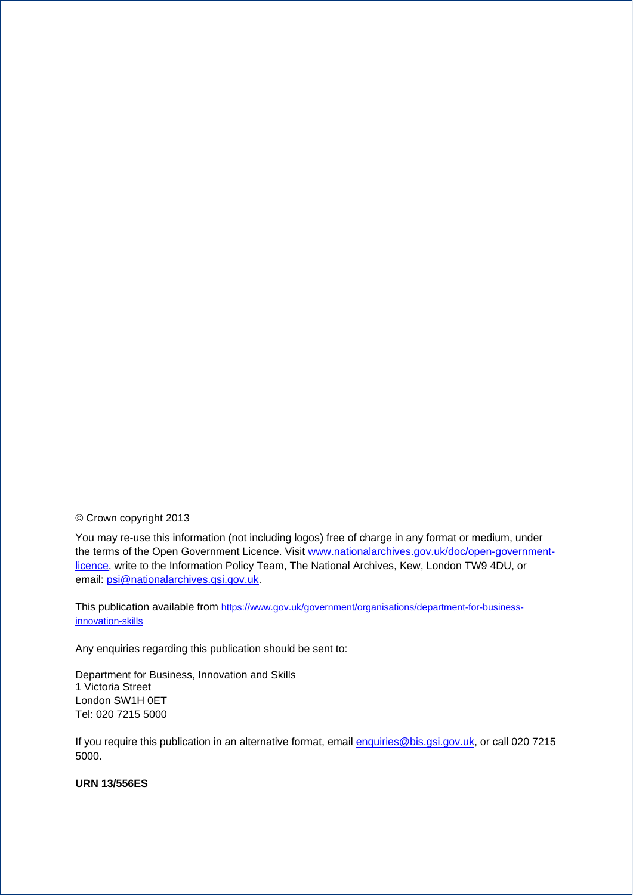© Crown copyright 2013

You may re-use this information (not including logos) free of charge in any format or medium, under the terms of the Open Government Licence. Visit www.nationalarchives.gov.uk/doc/open-government-licence, write to the Information Policy Team, The National Archives, Kew, London TW9 4DU, or email: psi@nationalarchives.gsi.gov.uk.

This publication available from https://www.gov.uk/government/organisations/department-for-business-innovation-skills

Any enquiries regarding this publication should be sent to:

Department for Business, Innovation and Skills
1 Victoria Street
London SW1H 0ET
Tel: 020 7215 5000

If you require this publication in an alternative format, email enquiries@bis.gsi.gov.uk, or call 020 7215 5000.

**URN 13/556ES**